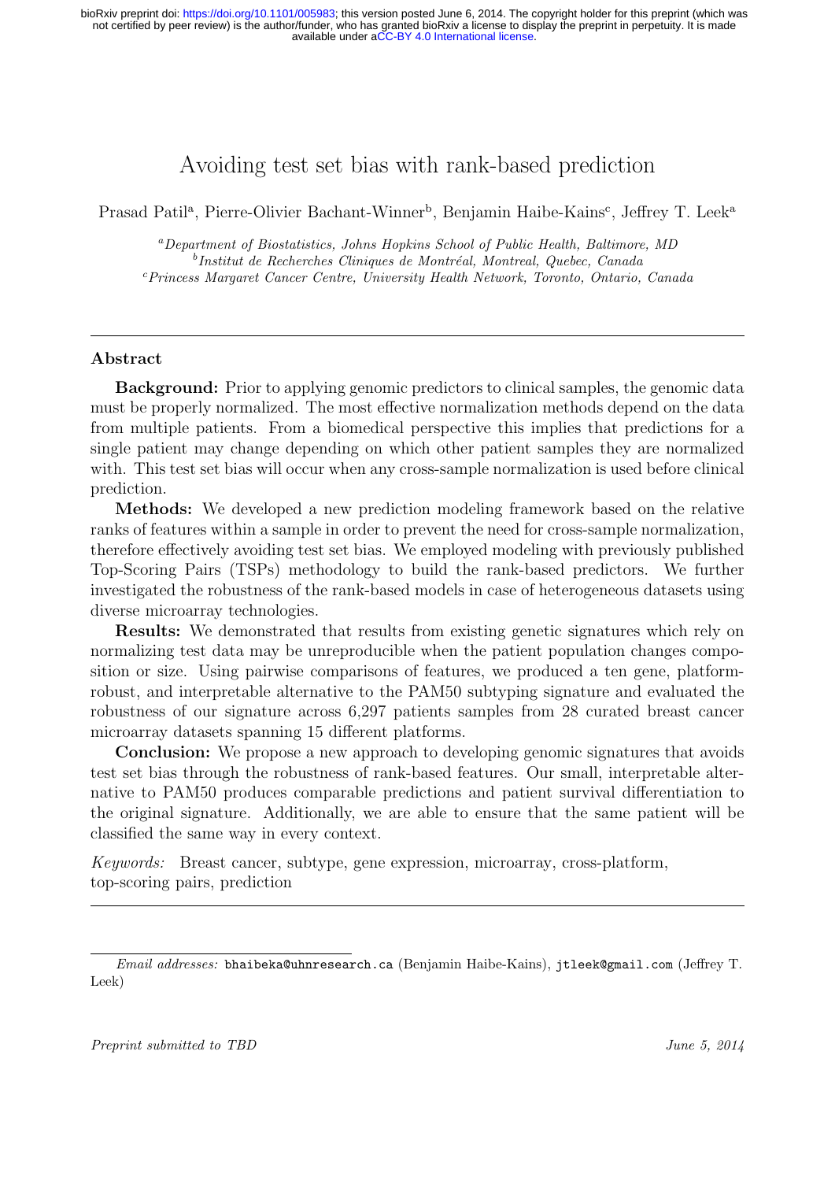# Avoiding test set bias with rank-based prediction

Prasad Patil[a], Pierre-Olivier Bachant-Winner[b], Benjamin Haibe-Kains[c], Jeffrey T. Leek[a]

[a] *Department of Biostatistics, Johns Hopkins School of Public Health, Baltimore, MD*
[b] *Institut de Recherches Cliniques de Montréal, Montreal, Quebec, Canada*
[c] *Princess Margaret Cancer Centre, University Health Network, Toronto, Ontario, Canada*

---

## Abstract

**Background:** Prior to applying genomic predictors to clinical samples, the genomic data must be properly normalized. The most effective normalization methods depend on the data from multiple patients. From a biomedical perspective this implies that predictions for a single patient may change depending on which other patient samples they are normalized with. This test set bias will occur when any cross-sample normalization is used before clinical prediction.

**Methods:** We developed a new prediction modeling framework based on the relative ranks of features within a sample in order to prevent the need for cross-sample normalization, therefore effectively avoiding test set bias. We employed modeling with previously published Top-Scoring Pairs (TSPs) methodology to build the rank-based predictors. We further investigated the robustness of the rank-based models in case of heterogeneous datasets using diverse microarray technologies.

**Results:** We demonstrated that results from existing genetic signatures which rely on normalizing test data may be unreproducible when the patient population changes composition or size. Using pairwise comparisons of features, we produced a ten gene, platform-robust, and interpretable alternative to the PAM50 subtyping signature and evaluated the robustness of our signature across 6,297 patients samples from 28 curated breast cancer microarray datasets spanning 15 different platforms.

**Conclusion:** We propose a new approach to developing genomic signatures that avoids test set bias through the robustness of rank-based features. Our small, interpretable alternative to PAM50 produces comparable predictions and patient survival differentiation to the original signature. Additionally, we are able to ensure that the same patient will be classified the same way in every context.

*Keywords:* Breast cancer, subtype, gene expression, microarray, cross-platform, top-scoring pairs, prediction

---

*Email addresses:* bhaibeka@uhnresearch.ca (Benjamin Haibe-Kains), jtleek@gmail.com (Jeffrey T. Leek)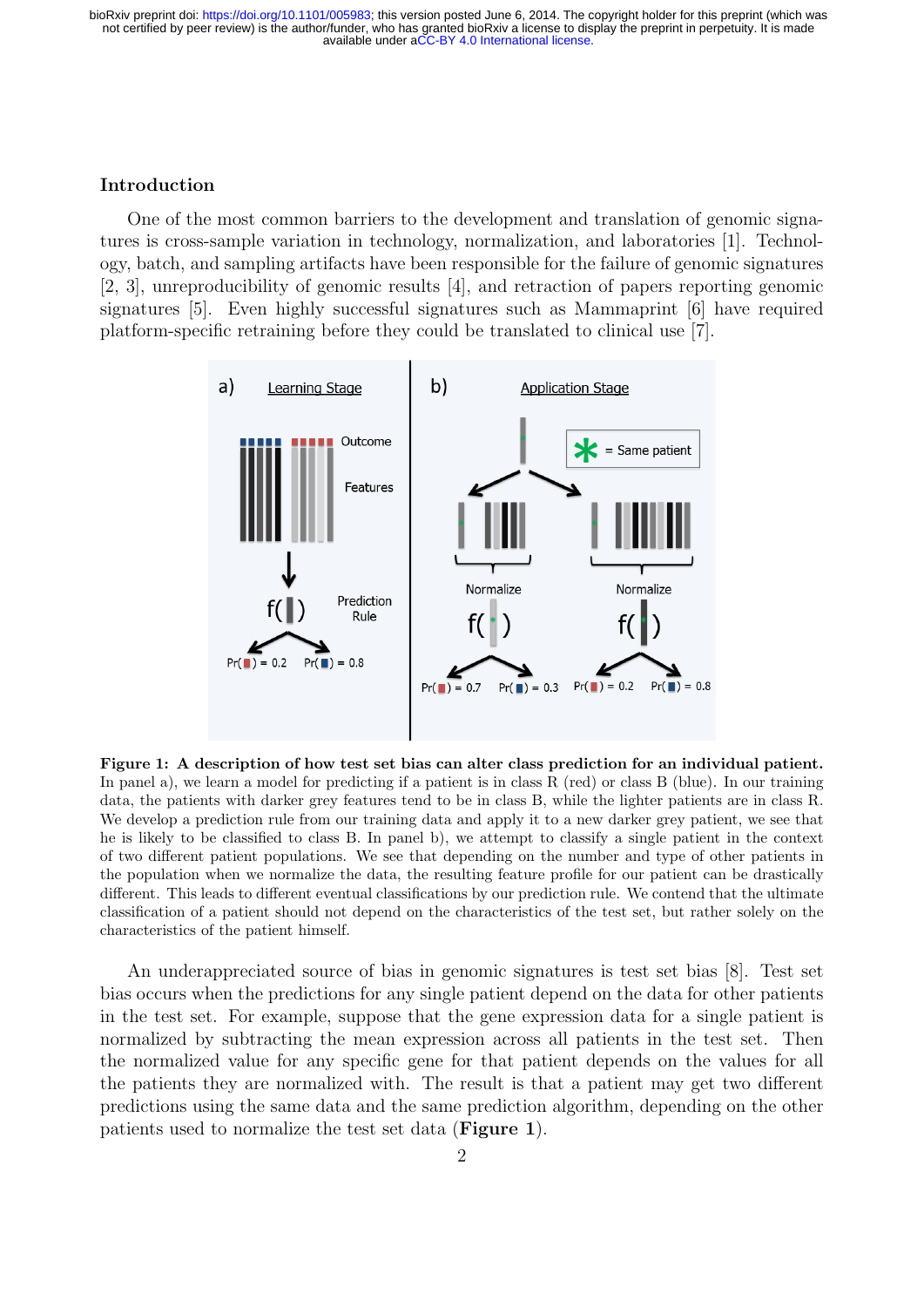## Introduction

One of the most common barriers to the development and translation of genomic signatures is cross-sample variation in technology, normalization, and laboratories [1]. Technology, batch, and sampling artifacts have been responsible for the failure of genomic signatures [2, 3], unreproducibility of genomic results [4], and retraction of papers reporting genomic signatures [5]. Even highly successful signatures such as Mammaprint [6] have required platform-specific retraining before they could be translated to clinical use [7].

**Figure 1: A description of how test set bias can alter class prediction for an individual patient.** In panel a), we learn a model for predicting if a patient is in class R (red) or class B (blue). In our training data, the patients with darker grey features tend to be in class B, while the lighter patients are in class R. We develop a prediction rule from our training data and apply it to a new darker grey patient, we see that he is likely to be classified to class B. In panel b), we attempt to classify a single patient in the context of two different patient populations. We see that depending on the number and type of other patients in the population when we normalize the data, the resulting feature profile for our patient can be drastically different. This leads to different eventual classifications by our prediction rule. We contend that the ultimate classification of a patient should not depend on the characteristics of the test set, but rather solely on the characteristics of the patient himself.

An underappreciated source of bias in genomic signatures is test set bias [8]. Test set bias occurs when the predictions for any single patient depend on the data for other patients in the test set. For example, suppose that the gene expression data for a single patient is normalized by subtracting the mean expression across all patients in the test set. Then the normalized value for any specific gene for that patient depends on the values for all the patients they are normalized with. The result is that a patient may get two different predictions using the same data and the same prediction algorithm, depending on the other patients used to normalize the test set data (**Figure 1**).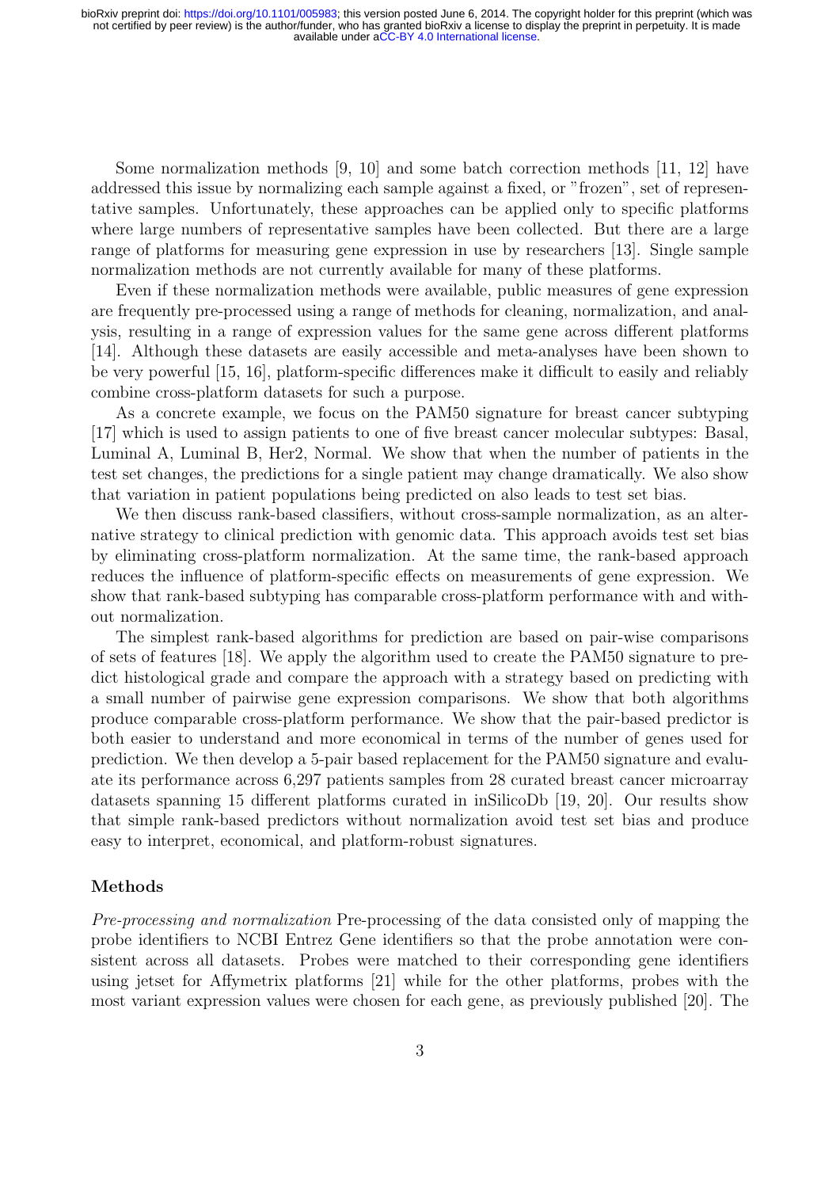Some normalization methods [9, 10] and some batch correction methods [11, 12] have addressed this issue by normalizing each sample against a fixed, or "frozen", set of representative samples. Unfortunately, these approaches can be applied only to specific platforms where large numbers of representative samples have been collected. But there are a large range of platforms for measuring gene expression in use by researchers [13]. Single sample normalization methods are not currently available for many of these platforms.

Even if these normalization methods were available, public measures of gene expression are frequently pre-processed using a range of methods for cleaning, normalization, and analysis, resulting in a range of expression values for the same gene across different platforms [14]. Although these datasets are easily accessible and meta-analyses have been shown to be very powerful [15, 16], platform-specific differences make it difficult to easily and reliably combine cross-platform datasets for such a purpose.

As a concrete example, we focus on the PAM50 signature for breast cancer subtyping [17] which is used to assign patients to one of five breast cancer molecular subtypes: Basal, Luminal A, Luminal B, Her2, Normal. We show that when the number of patients in the test set changes, the predictions for a single patient may change dramatically. We also show that variation in patient populations being predicted on also leads to test set bias.

We then discuss rank-based classifiers, without cross-sample normalization, as an alternative strategy to clinical prediction with genomic data. This approach avoids test set bias by eliminating cross-platform normalization. At the same time, the rank-based approach reduces the influence of platform-specific effects on measurements of gene expression. We show that rank-based subtyping has comparable cross-platform performance with and without normalization.

The simplest rank-based algorithms for prediction are based on pair-wise comparisons of sets of features [18]. We apply the algorithm used to create the PAM50 signature to predict histological grade and compare the approach with a strategy based on predicting with a small number of pairwise gene expression comparisons. We show that both algorithms produce comparable cross-platform performance. We show that the pair-based predictor is both easier to understand and more economical in terms of the number of genes used for prediction. We then develop a 5-pair based replacement for the PAM50 signature and evaluate its performance across 6,297 patients samples from 28 curated breast cancer microarray datasets spanning 15 different platforms curated in inSilicoDb [19, 20]. Our results show that simple rank-based predictors without normalization avoid test set bias and produce easy to interpret, economical, and platform-robust signatures.

## Methods

*Pre-processing and normalization* Pre-processing of the data consisted only of mapping the probe identifiers to NCBI Entrez Gene identifiers so that the probe annotation were consistent across all datasets. Probes were matched to their corresponding gene identifiers using jetset for Affymetrix platforms [21] while for the other platforms, probes with the most variant expression values were chosen for each gene, as previously published [20]. The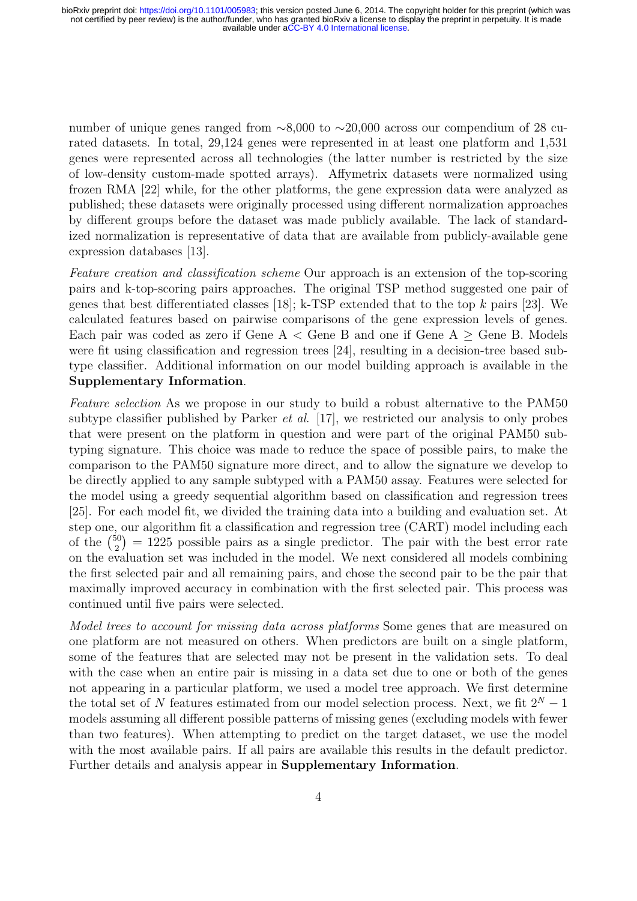number of unique genes ranged from ∼8,000 to ∼20,000 across our compendium of 28 curated datasets. In total, 29,124 genes were represented in at least one platform and 1,531 genes were represented across all technologies (the latter number is restricted by the size of low-density custom-made spotted arrays). Affymetrix datasets were normalized using frozen RMA [22] while, for the other platforms, the gene expression data were analyzed as published; these datasets were originally processed using different normalization approaches by different groups before the dataset was made publicly available. The lack of standardized normalization is representative of data that are available from publicly-available gene expression databases [13].

*Feature creation and classification scheme* Our approach is an extension of the top-scoring pairs and k-top-scoring pairs approaches. The original TSP method suggested one pair of genes that best differentiated classes [18]; k-TSP extended that to the top $k$ pairs [23]. We calculated features based on pairwise comparisons of the gene expression levels of genes. Each pair was coded as zero if Gene A $<$ Gene B and one if Gene A $\geq$ Gene B. Models were fit using classification and regression trees [24], resulting in a decision-tree based subtype classifier. Additional information on our model building approach is available in the **Supplementary Information**.

*Feature selection* As we propose in our study to build a robust alternative to the PAM50 subtype classifier published by Parker *et al.* [17], we restricted our analysis to only probes that were present on the platform in question and were part of the original PAM50 subtyping signature. This choice was made to reduce the space of possible pairs, to make the comparison to the PAM50 signature more direct, and to allow the signature we develop to be directly applied to any sample subtyped with a PAM50 assay. Features were selected for the model using a greedy sequential algorithm based on classification and regression trees [25]. For each model fit, we divided the training data into a building and evaluation set. At step one, our algorithm fit a classification and regression tree (CART) model including each of the $\binom{50}{2} = 1225$ possible pairs as a single predictor. The pair with the best error rate on the evaluation set was included in the model. We next considered all models combining the first selected pair and all remaining pairs, and chose the second pair to be the pair that maximally improved accuracy in combination with the first selected pair. This process was continued until five pairs were selected.

*Model trees to account for missing data across platforms* Some genes that are measured on one platform are not measured on others. When predictors are built on a single platform, some of the features that are selected may not be present in the validation sets. To deal with the case when an entire pair is missing in a data set due to one or both of the genes not appearing in a particular platform, we used a model tree approach. We first determine the total set of $N$ features estimated from our model selection process. Next, we fit $2^N - 1$ models assuming all different possible patterns of missing genes (excluding models with fewer than two features). When attempting to predict on the target dataset, we use the model with the most available pairs. If all pairs are available this results in the default predictor. Further details and analysis appear in **Supplementary Information**.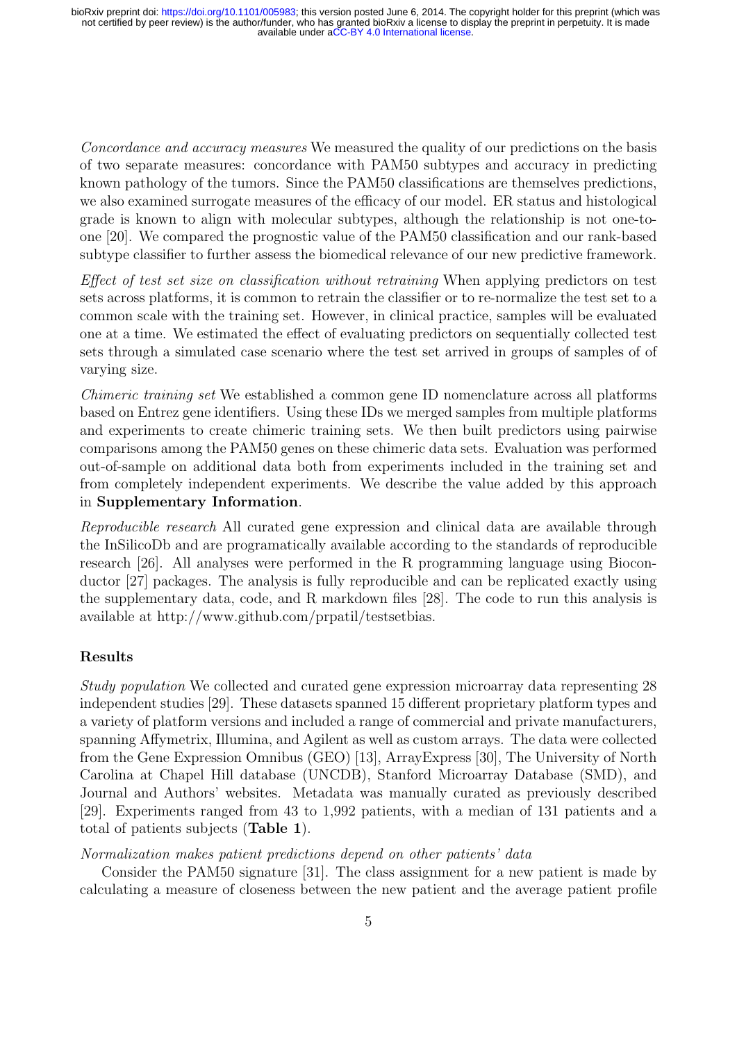*Concordance and accuracy measures* We measured the quality of our predictions on the basis of two separate measures: concordance with PAM50 subtypes and accuracy in predicting known pathology of the tumors. Since the PAM50 classifications are themselves predictions, we also examined surrogate measures of the efficacy of our model. ER status and histological grade is known to align with molecular subtypes, although the relationship is not one-to-one [20]. We compared the prognostic value of the PAM50 classification and our rank-based subtype classifier to further assess the biomedical relevance of our new predictive framework.

*Effect of test set size on classification without retraining* When applying predictors on test sets across platforms, it is common to retrain the classifier or to re-normalize the test set to a common scale with the training set. However, in clinical practice, samples will be evaluated one at a time. We estimated the effect of evaluating predictors on sequentially collected test sets through a simulated case scenario where the test set arrived in groups of samples of of varying size.

*Chimeric training set* We established a common gene ID nomenclature across all platforms based on Entrez gene identifiers. Using these IDs we merged samples from multiple platforms and experiments to create chimeric training sets. We then built predictors using pairwise comparisons among the PAM50 genes on these chimeric data sets. Evaluation was performed out-of-sample on additional data both from experiments included in the training set and from completely independent experiments. We describe the value added by this approach in **Supplementary Information**.

*Reproducible research* All curated gene expression and clinical data are available through the InSilicoDb and are programatically available according to the standards of reproducible research [26]. All analyses were performed in the R programming language using Bioconductor [27] packages. The analysis is fully reproducible and can be replicated exactly using the supplementary data, code, and R markdown files [28]. The code to run this analysis is available at http://www.github.com/prpatil/testsetbias.

## Results

*Study population* We collected and curated gene expression microarray data representing 28 independent studies [29]. These datasets spanned 15 different proprietary platform types and a variety of platform versions and included a range of commercial and private manufacturers, spanning Affymetrix, Illumina, and Agilent as well as custom arrays. The data were collected from the Gene Expression Omnibus (GEO) [13], ArrayExpress [30], The University of North Carolina at Chapel Hill database (UNCDB), Stanford Microarray Database (SMD), and Journal and Authors' websites. Metadata was manually curated as previously described [29]. Experiments ranged from 43 to 1,992 patients, with a median of 131 patients and a total of patients subjects (**Table 1**).

*Normalization makes patient predictions depend on other patients' data*

Consider the PAM50 signature [31]. The class assignment for a new patient is made by calculating a measure of closeness between the new patient and the average patient profile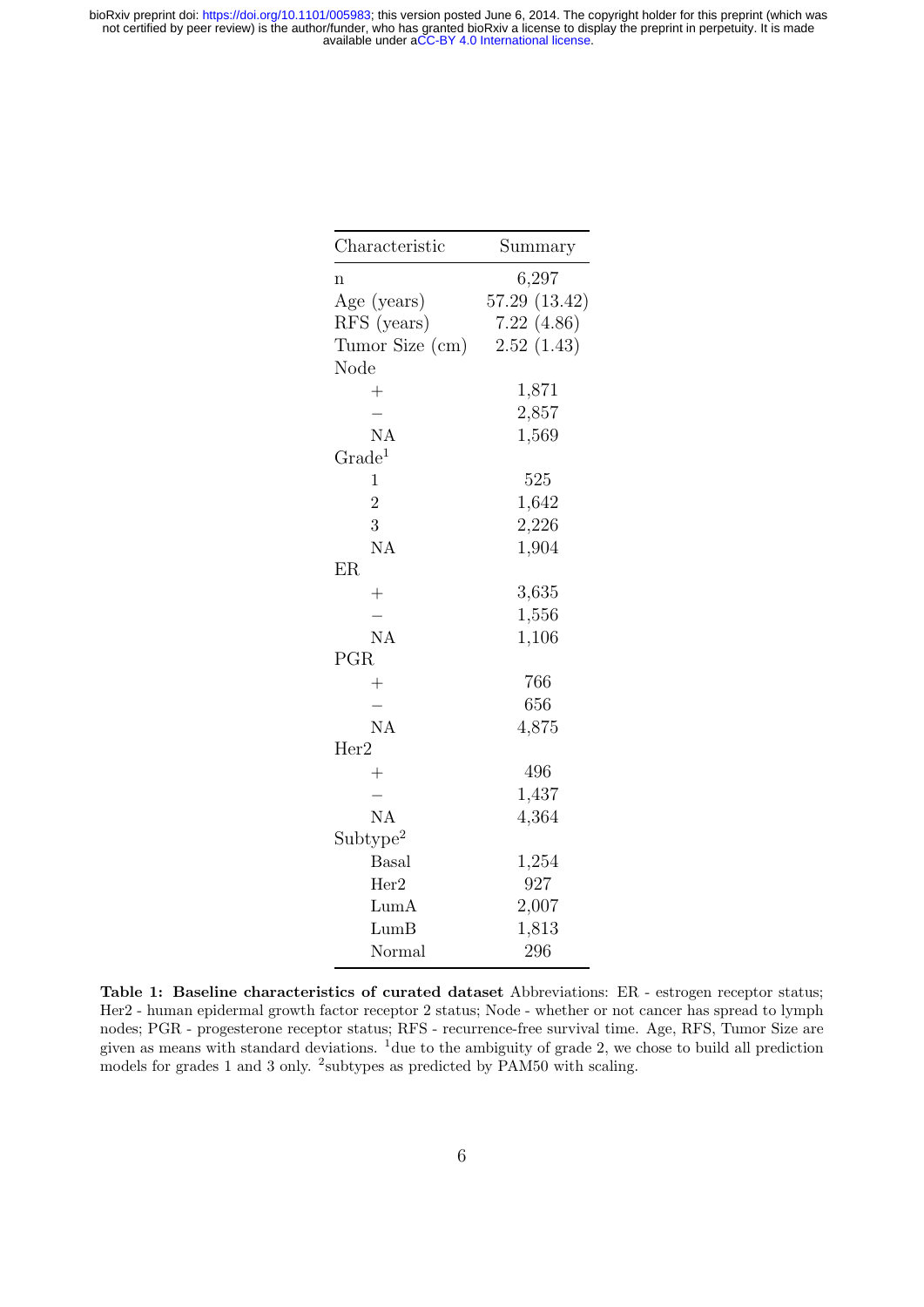| Characteristic | Summary |
|---|---|
| n | 6,297 |
| Age (years) | 57.29 (13.42) |
| RFS (years) | 7.22 (4.86) |
| Tumor Size (cm) | 2.52 (1.43) |
| Node | |
| + | 1,871 |
| − | 2,857 |
| NA | 1,569 |
| Grade[1] | |
| 1 | 525 |
| 2 | 1,642 |
| 3 | 2,226 |
| NA | 1,904 |
| ER | |
| + | 3,635 |
| − | 1,556 |
| NA | 1,106 |
| PGR | |
| + | 766 |
| − | 656 |
| NA | 4,875 |
| Her2 | |
| + | 496 |
| − | 1,437 |
| NA | 4,364 |
| Subtype[2] | |
| Basal | 1,254 |
| Her2 | 927 |
| LumA | 2,007 |
| LumB | 1,813 |
| Normal | 296 |

**Table 1: Baseline characteristics of curated dataset** Abbreviations: ER - estrogen receptor status; Her2 - human epidermal growth factor receptor 2 status; Node - whether or not cancer has spread to lymph nodes; PGR - progesterone receptor status; RFS - recurrence-free survival time. Age, RFS, Tumor Size are given as means with standard deviations. [1]due to the ambiguity of grade 2, we chose to build all prediction models for grades 1 and 3 only. [2]subtypes as predicted by PAM50 with scaling.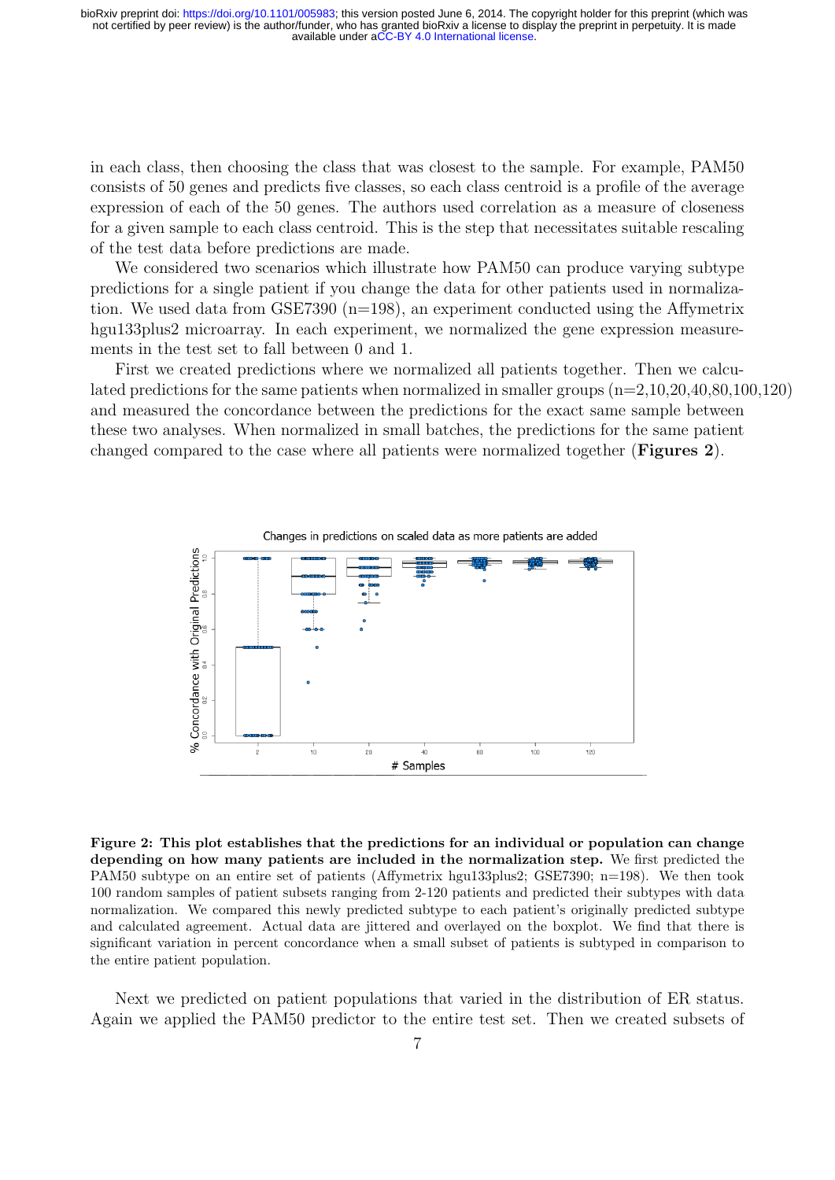in each class, then choosing the class that was closest to the sample. For example, PAM50 consists of 50 genes and predicts five classes, so each class centroid is a profile of the average expression of each of the 50 genes. The authors used correlation as a measure of closeness for a given sample to each class centroid. This is the step that necessitates suitable rescaling of the test data before predictions are made.

We considered two scenarios which illustrate how PAM50 can produce varying subtype predictions for a single patient if you change the data for other patients used in normalization. We used data from GSE7390 (n=198), an experiment conducted using the Affymetrix hgu133plus2 microarray. In each experiment, we normalized the gene expression measurements in the test set to fall between 0 and 1.

First we created predictions where we normalized all patients together. Then we calculated predictions for the same patients when normalized in smaller groups (n=2,10,20,40,80,100,120) and measured the concordance between the predictions for the exact same sample between these two analyses. When normalized in small batches, the predictions for the same patient changed compared to the case where all patients were normalized together (**Figures 2**).

**Figure 2: This plot establishes that the predictions for an individual or population can change depending on how many patients are included in the normalization step.** We first predicted the PAM50 subtype on an entire set of patients (Affymetrix hgu133plus2; GSE7390; n=198). We then took 100 random samples of patient subsets ranging from 2-120 patients and predicted their subtypes with data normalization. We compared this newly predicted subtype to each patient's originally predicted subtype and calculated agreement. Actual data are jittered and overlayed on the boxplot. We find that there is significant variation in percent concordance when a small subset of patients is subtyped in comparison to the entire patient population.

Next we predicted on patient populations that varied in the distribution of ER status. Again we applied the PAM50 predictor to the entire test set. Then we created subsets of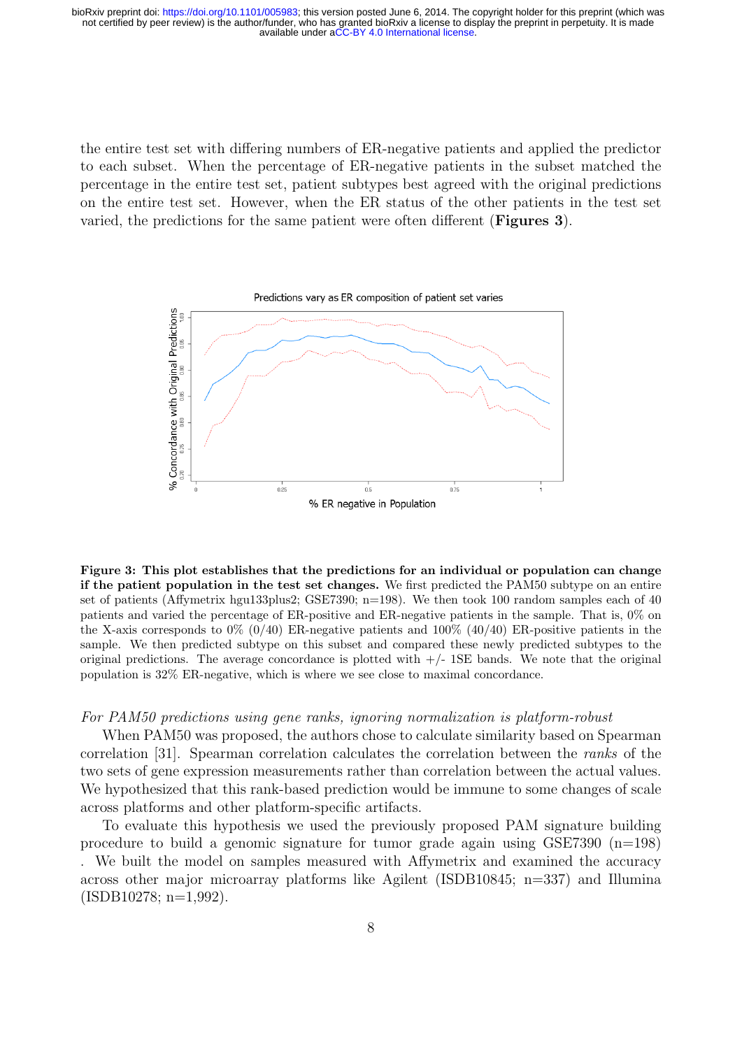the entire test set with differing numbers of ER-negative patients and applied the predictor to each subset. When the percentage of ER-negative patients in the subset matched the percentage in the entire test set, patient subtypes best agreed with the original predictions on the entire test set. However, when the ER status of the other patients in the test set varied, the predictions for the same patient were often different (**Figures 3**).

**Figure 3: This plot establishes that the predictions for an individual or population can change if the patient population in the test set changes.** We first predicted the PAM50 subtype on an entire set of patients (Affymetrix hgu133plus2; GSE7390; n=198). We then took 100 random samples each of 40 patients and varied the percentage of ER-positive and ER-negative patients in the sample. That is, 0% on the X-axis corresponds to 0% (0/40) ER-negative patients and 100% (40/40) ER-positive patients in the sample. We then predicted subtype on this subset and compared these newly predicted subtypes to the original predictions. The average concordance is plotted with +/- 1SE bands. We note that the original population is 32% ER-negative, which is where we see close to maximal concordance.

*For PAM50 predictions using gene ranks, ignoring normalization is platform-robust*

When PAM50 was proposed, the authors chose to calculate similarity based on Spearman correlation [31]. Spearman correlation calculates the correlation between the *ranks* of the two sets of gene expression measurements rather than correlation between the actual values. We hypothesized that this rank-based prediction would be immune to some changes of scale across platforms and other platform-specific artifacts.

To evaluate this hypothesis we used the previously proposed PAM signature building procedure to build a genomic signature for tumor grade again using GSE7390 (n=198) . We built the model on samples measured with Affymetrix and examined the accuracy across other major microarray platforms like Agilent (ISDB10845; n=337) and Illumina (ISDB10278; n=1,992).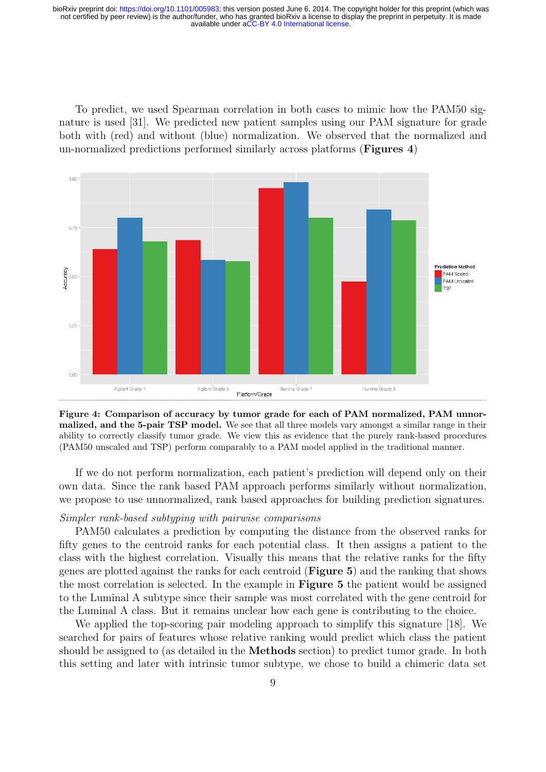To predict, we used Spearman correlation in both cases to mimic how the PAM50 signature is used [31]. We predicted new patient samples using our PAM signature for grade both with (red) and without (blue) normalization. We observed that the normalized and un-normalized predictions performed similarly across platforms (**Figures 4**)

**Figure 4: Comparison of accuracy by tumor grade for each of PAM normalized, PAM unnormalized, and the 5-pair TSP model.** We see that all three models vary amongst a similar range in their ability to correctly classify tumor grade. We view this as evidence that the purely rank-based procedures (PAM50 unscaled and TSP) perform comparably to a PAM model applied in the traditional manner.

If we do not perform normalization, each patient's prediction will depend only on their own data. Since the rank based PAM approach performs similarly without normalization, we propose to use unnormalized, rank based approaches for building prediction signatures.

*Simpler rank-based subtyping with pairwise comparisons*

PAM50 calculates a prediction by computing the distance from the observed ranks for fifty genes to the centroid ranks for each potential class. It then assigns a patient to the class with the highest correlation. Visually this means that the relative ranks for the fifty genes are plotted against the ranks for each centroid (**Figure 5**) and the ranking that shows the most correlation is selected. In the example in **Figure 5** the patient would be assigned to the Luminal A subtype since their sample was most correlated with the gene centroid for the Luminal A class. But it remains unclear how each gene is contributing to the choice.

We applied the top-scoring pair modeling approach to simplify this signature [18]. We searched for pairs of features whose relative ranking would predict which class the patient should be assigned to (as detailed in the **Methods** section) to predict tumor grade. In both this setting and later with intrinsic tumor subtype, we chose to build a chimeric data set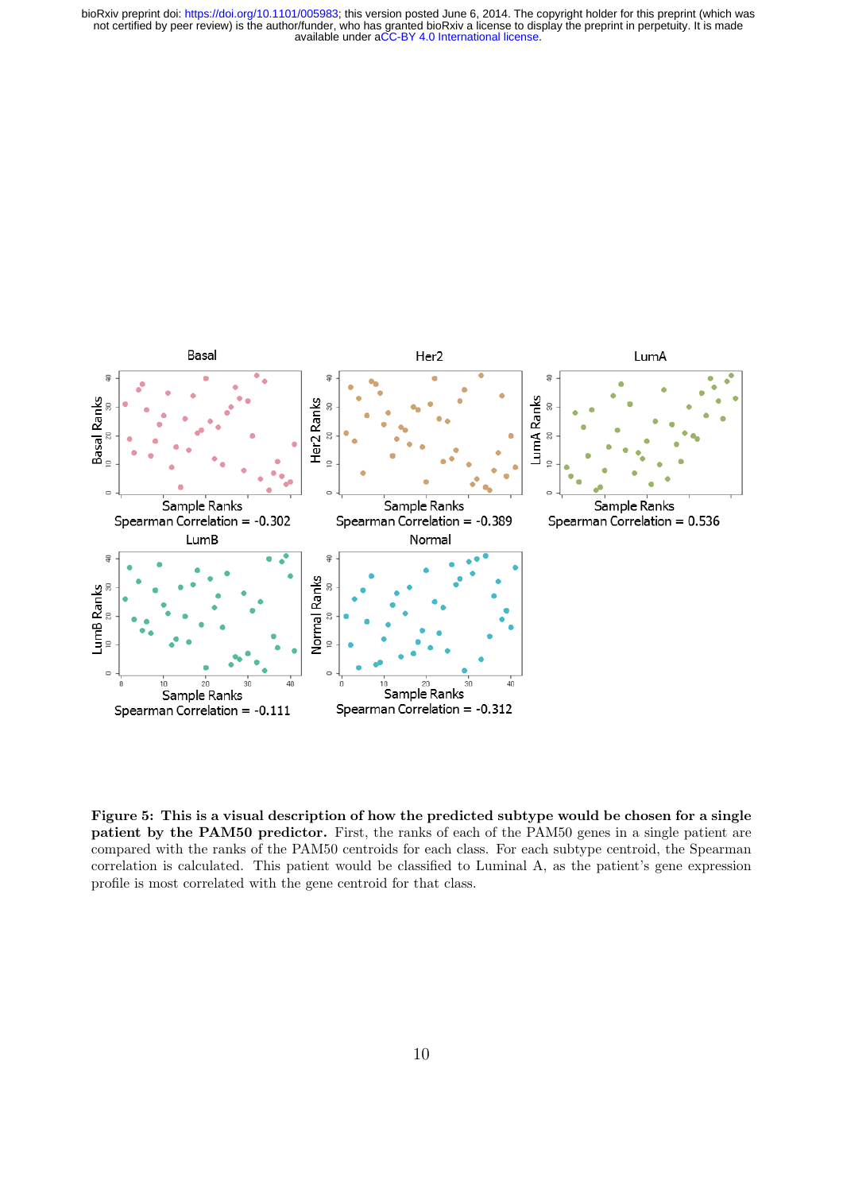**Figure 5: This is a visual description of how the predicted subtype would be chosen for a single patient by the PAM50 predictor.** First, the ranks of each of the PAM50 genes in a single patient are compared with the ranks of the PAM50 centroids for each class. For each subtype centroid, the Spearman correlation is calculated. This patient would be classified to Luminal A, as the patient's gene expression profile is most correlated with the gene centroid for that class.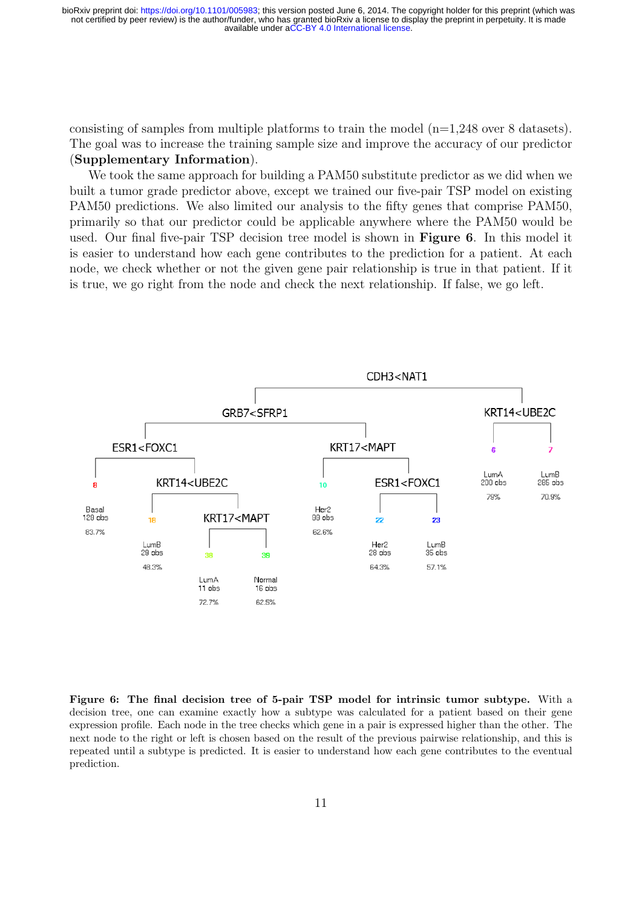consisting of samples from multiple platforms to train the model (n=1,248 over 8 datasets). The goal was to increase the training sample size and improve the accuracy of our predictor (**Supplementary Information**).

We took the same approach for building a PAM50 substitute predictor as we did when we built a tumor grade predictor above, except we trained our five-pair TSP model on existing PAM50 predictions. We also limited our analysis to the fifty genes that comprise PAM50, primarily so that our predictor could be applicable anywhere where the PAM50 would be used. Our final five-pair TSP decision tree model is shown in **Figure 6**. In this model it is easier to understand how each gene contributes to the prediction for a patient. At each node, we check whether or not the given gene pair relationship is true in that patient. If it is true, we go right from the node and check the next relationship. If false, we go left.

CDH3<NAT1

GRB7<SFRP1 | KRT14<UBE2C

ESR1<FOXC1 | KRT17<MAPT | 6 LumA 200 obs 79% | 7 LumB 265 obs 70.9%

8 Basal 129 obs 83.7% | KRT14<UBE2C | 10 Her2 99 obs 62.6% | ESR1<FOXC1

18 LumB 29 obs 48.3% | KRT17<MAPT | 22 Her2 28 obs 64.3% | 23 LumB 35 obs 57.1%

38 LumA 11 obs 72.7% | 39 Normal 16 obs 62.5%

**Figure 6: The final decision tree of 5-pair TSP model for intrinsic tumor subtype.** With a decision tree, one can examine exactly how a subtype was calculated for a patient based on their gene expression profile. Each node in the tree checks which gene in a pair is expressed higher than the other. The next node to the right or left is chosen based on the result of the previous pairwise relationship, and this is repeated until a subtype is predicted. It is easier to understand how each gene contributes to the eventual prediction.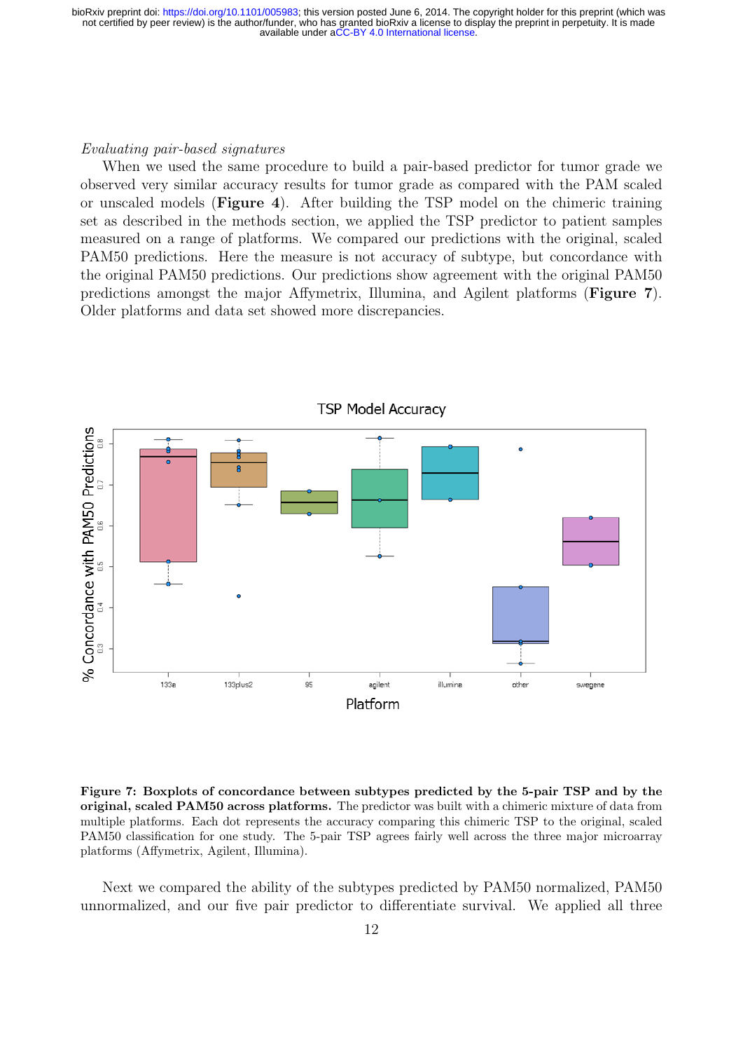*Evaluating pair-based signatures*

When we used the same procedure to build a pair-based predictor for tumor grade we observed very similar accuracy results for tumor grade as compared with the PAM scaled or unscaled models (**Figure 4**). After building the TSP model on the chimeric training set as described in the methods section, we applied the TSP predictor to patient samples measured on a range of platforms. We compared our predictions with the original, scaled PAM50 predictions. Here the measure is not accuracy of subtype, but concordance with the original PAM50 predictions. Our predictions show agreement with the original PAM50 predictions amongst the major Affymetrix, Illumina, and Agilent platforms (**Figure 7**). Older platforms and data set showed more discrepancies.

**Figure 7: Boxplots of concordance between subtypes predicted by the 5-pair TSP and by the original, scaled PAM50 across platforms.** The predictor was built with a chimeric mixture of data from multiple platforms. Each dot represents the accuracy comparing this chimeric TSP to the original, scaled PAM50 classification for one study. The 5-pair TSP agrees fairly well across the three major microarray platforms (Affymetrix, Agilent, Illumina).

Next we compared the ability of the subtypes predicted by PAM50 normalized, PAM50 unnormalized, and our five pair predictor to differentiate survival. We applied all three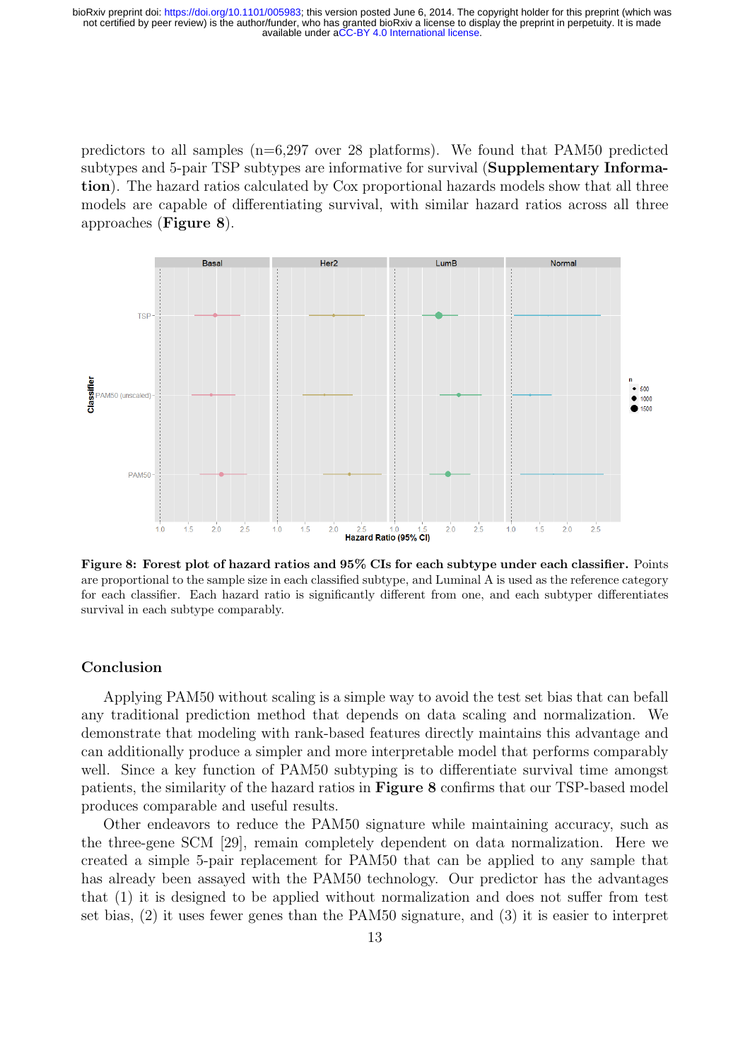predictors to all samples (n=6,297 over 28 platforms). We found that PAM50 predicted subtypes and 5-pair TSP subtypes are informative for survival (**Supplementary Information**). The hazard ratios calculated by Cox proportional hazards models show that all three models are capable of differentiating survival, with similar hazard ratios across all three approaches (**Figure 8**).

**Figure 8: Forest plot of hazard ratios and 95% CIs for each subtype under each classifier.** Points are proportional to the sample size in each classified subtype, and Luminal A is used as the reference category for each classifier. Each hazard ratio is significantly different from one, and each subtyper differentiates survival in each subtype comparably.

## Conclusion

Applying PAM50 without scaling is a simple way to avoid the test set bias that can befall any traditional prediction method that depends on data scaling and normalization. We demonstrate that modeling with rank-based features directly maintains this advantage and can additionally produce a simpler and more interpretable model that performs comparably well. Since a key function of PAM50 subtyping is to differentiate survival time amongst patients, the similarity of the hazard ratios in **Figure 8** confirms that our TSP-based model produces comparable and useful results.

Other endeavors to reduce the PAM50 signature while maintaining accuracy, such as the three-gene SCM [29], remain completely dependent on data normalization. Here we created a simple 5-pair replacement for PAM50 that can be applied to any sample that has already been assayed with the PAM50 technology. Our predictor has the advantages that (1) it is designed to be applied without normalization and does not suffer from test set bias, (2) it uses fewer genes than the PAM50 signature, and (3) it is easier to interpret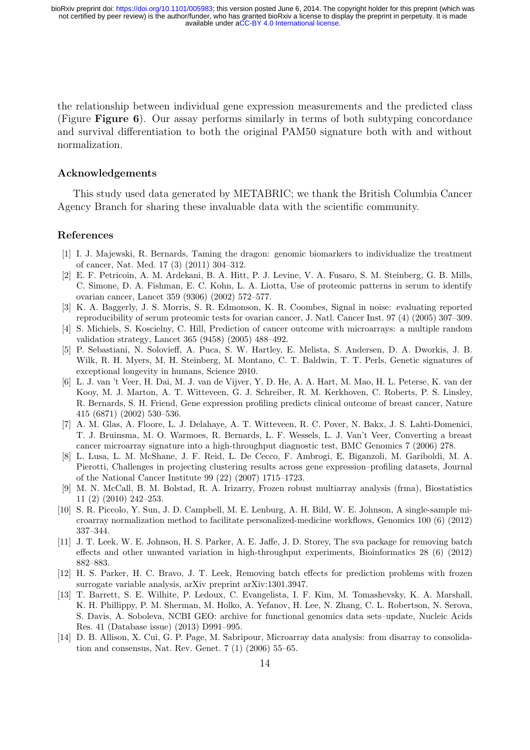the relationship between individual gene expression measurements and the predicted class (Figure **Figure 6**). Our assay performs similarly in terms of both subtyping concordance and survival differentiation to both the original PAM50 signature both with and without normalization.

### Acknowledgements

This study used data generated by METABRIC; we thank the British Columbia Cancer Agency Branch for sharing these invaluable data with the scientific community.

### References

[1] I. J. Majewski, R. Bernards, Taming the dragon: genomic biomarkers to individualize the treatment of cancer, Nat. Med. 17 (3) (2011) 304–312.

[2] E. F. Petricoin, A. M. Ardekani, B. A. Hitt, P. J. Levine, V. A. Fusaro, S. M. Steinberg, G. B. Mills, C. Simone, D. A. Fishman, E. C. Kohn, L. A. Liotta, Use of proteomic patterns in serum to identify ovarian cancer, Lancet 359 (9306) (2002) 572–577.

[3] K. A. Baggerly, J. S. Morris, S. R. Edmonson, K. R. Coombes, Signal in noise: evaluating reported reproducibility of serum proteomic tests for ovarian cancer, J. Natl. Cancer Inst. 97 (4) (2005) 307–309.

[4] S. Michiels, S. Koscielny, C. Hill, Prediction of cancer outcome with microarrays: a multiple random validation strategy, Lancet 365 (9458) (2005) 488–492.

[5] P. Sebastiani, N. Solovieff, A. Puca, S. W. Hartley, E. Melista, S. Andersen, D. A. Dworkis, J. B. Wilk, R. H. Myers, M. H. Steinberg, M. Montano, C. T. Baldwin, T. T. Perls, Genetic signatures of exceptional longevity in humans, Science 2010.

[6] L. J. van 't Veer, H. Dai, M. J. van de Vijver, Y. D. He, A. A. Hart, M. Mao, H. L. Peterse, K. van der Kooy, M. J. Marton, A. T. Witteveen, G. J. Schreiber, R. M. Kerkhoven, C. Roberts, P. S. Linsley, R. Bernards, S. H. Friend, Gene expression profiling predicts clinical outcome of breast cancer, Nature 415 (6871) (2002) 530–536.

[7] A. M. Glas, A. Floore, L. J. Delahaye, A. T. Witteveen, R. C. Pover, N. Bakx, J. S. Lahti-Domenici, T. J. Bruinsma, M. O. Warmoes, R. Bernards, L. F. Wessels, L. J. Van't Veer, Converting a breast cancer microarray signature into a high-throughput diagnostic test, BMC Genomics 7 (2006) 278.

[8] L. Lusa, L. M. McShane, J. F. Reid, L. De Cecco, F. Ambrogi, E. Biganzoli, M. Gariboldi, M. A. Pierotti, Challenges in projecting clustering results across gene expression–profiling datasets, Journal of the National Cancer Institute 99 (22) (2007) 1715–1723.

[9] M. N. McCall, B. M. Bolstad, R. A. Irizarry, Frozen robust multiarray analysis (frma), Biostatistics 11 (2) (2010) 242–253.

[10] S. R. Piccolo, Y. Sun, J. D. Campbell, M. E. Lenburg, A. H. Bild, W. E. Johnson, A single-sample microarray normalization method to facilitate personalized-medicine workflows, Genomics 100 (6) (2012) 337–344.

[11] J. T. Leek, W. E. Johnson, H. S. Parker, A. E. Jaffe, J. D. Storey, The sva package for removing batch effects and other unwanted variation in high-throughput experiments, Bioinformatics 28 (6) (2012) 882–883.

[12] H. S. Parker, H. C. Bravo, J. T. Leek, Removing batch effects for prediction problems with frozen surrogate variable analysis, arXiv preprint arXiv:1301.3947.

[13] T. Barrett, S. E. Wilhite, P. Ledoux, C. Evangelista, I. F. Kim, M. Tomashevsky, K. A. Marshall, K. H. Phillippy, P. M. Sherman, M. Holko, A. Yefanov, H. Lee, N. Zhang, C. L. Robertson, N. Serova, S. Davis, A. Soboleva, NCBI GEO: archive for functional genomics data sets–update, Nucleic Acids Res. 41 (Database issue) (2013) D991–995.

[14] D. B. Allison, X. Cui, G. P. Page, M. Sabripour, Microarray data analysis: from disarray to consolidation and consensus, Nat. Rev. Genet. 7 (1) (2006) 55–65.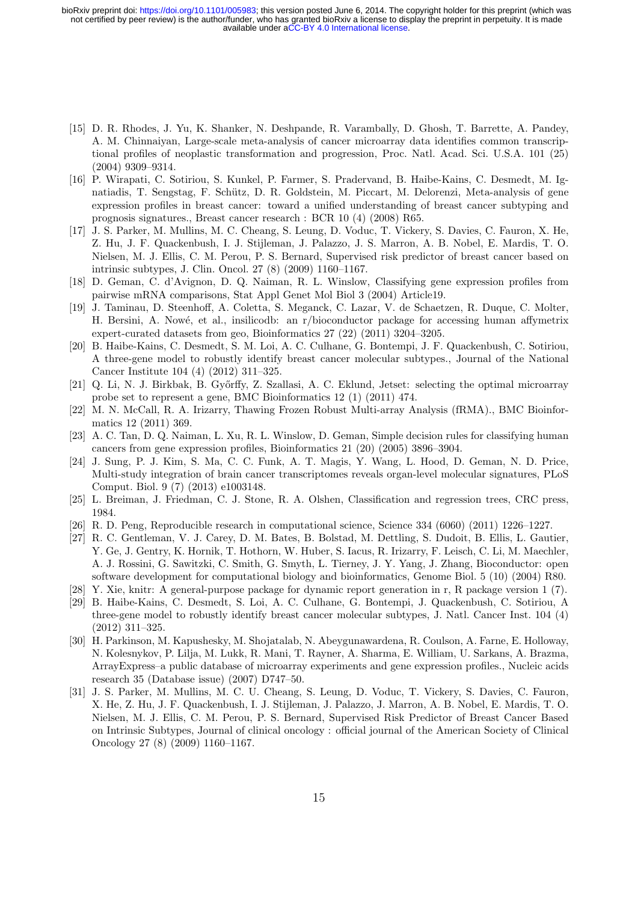[15] D. R. Rhodes, J. Yu, K. Shanker, N. Deshpande, R. Varambally, D. Ghosh, T. Barrette, A. Pandey, A. M. Chinnaiyan, Large-scale meta-analysis of cancer microarray data identifies common transcriptional profiles of neoplastic transformation and progression, Proc. Natl. Acad. Sci. U.S.A. 101 (25) (2004) 9309–9314.

[16] P. Wirapati, C. Sotiriou, S. Kunkel, P. Farmer, S. Pradervand, B. Haibe-Kains, C. Desmedt, M. Ignatiadis, T. Sengstag, F. Schütz, D. R. Goldstein, M. Piccart, M. Delorenzi, Meta-analysis of gene expression profiles in breast cancer: toward a unified understanding of breast cancer subtyping and prognosis signatures., Breast cancer research : BCR 10 (4) (2008) R65.

[17] J. S. Parker, M. Mullins, M. C. Cheang, S. Leung, D. Voduc, T. Vickery, S. Davies, C. Fauron, X. He, Z. Hu, J. F. Quackenbush, I. J. Stijleman, J. Palazzo, J. S. Marron, A. B. Nobel, E. Mardis, T. O. Nielsen, M. J. Ellis, C. M. Perou, P. S. Bernard, Supervised risk predictor of breast cancer based on intrinsic subtypes, J. Clin. Oncol. 27 (8) (2009) 1160–1167.

[18] D. Geman, C. d'Avignon, D. Q. Naiman, R. L. Winslow, Classifying gene expression profiles from pairwise mRNA comparisons, Stat Appl Genet Mol Biol 3 (2004) Article19.

[19] J. Taminau, D. Steenhoff, A. Coletta, S. Meganck, C. Lazar, V. de Schaetzen, R. Duque, C. Molter, H. Bersini, A. Nowé, et al., insilicodb: an r/bioconductor package for accessing human affymetrix expert-curated datasets from geo, Bioinformatics 27 (22) (2011) 3204–3205.

[20] B. Haibe-Kains, C. Desmedt, S. M. Loi, A. C. Culhane, G. Bontempi, J. F. Quackenbush, C. Sotiriou, A three-gene model to robustly identify breast cancer molecular subtypes., Journal of the National Cancer Institute 104 (4) (2012) 311–325.

[21] Q. Li, N. J. Birkbak, B. Győrffy, Z. Szallasi, A. C. Eklund, Jetset: selecting the optimal microarray probe set to represent a gene, BMC Bioinformatics 12 (1) (2011) 474.

[22] M. N. McCall, R. A. Irizarry, Thawing Frozen Robust Multi-array Analysis (fRMA)., BMC Bioinformatics 12 (2011) 369.

[23] A. C. Tan, D. Q. Naiman, L. Xu, R. L. Winslow, D. Geman, Simple decision rules for classifying human cancers from gene expression profiles, Bioinformatics 21 (20) (2005) 3896–3904.

[24] J. Sung, P. J. Kim, S. Ma, C. C. Funk, A. T. Magis, Y. Wang, L. Hood, D. Geman, N. D. Price, Multi-study integration of brain cancer transcriptomes reveals organ-level molecular signatures, PLoS Comput. Biol. 9 (7) (2013) e1003148.

[25] L. Breiman, J. Friedman, C. J. Stone, R. A. Olshen, Classification and regression trees, CRC press, 1984.

[26] R. D. Peng, Reproducible research in computational science, Science 334 (6060) (2011) 1226–1227.

[27] R. C. Gentleman, V. J. Carey, D. M. Bates, B. Bolstad, M. Dettling, S. Dudoit, B. Ellis, L. Gautier, Y. Ge, J. Gentry, K. Hornik, T. Hothorn, W. Huber, S. Iacus, R. Irizarry, F. Leisch, C. Li, M. Maechler, A. J. Rossini, G. Sawitzki, C. Smith, G. Smyth, L. Tierney, J. Y. Yang, J. Zhang, Bioconductor: open software development for computational biology and bioinformatics, Genome Biol. 5 (10) (2004) R80.

[28] Y. Xie, knitr: A general-purpose package for dynamic report generation in r, R package version 1 (7).

[29] B. Haibe-Kains, C. Desmedt, S. Loi, A. C. Culhane, G. Bontempi, J. Quackenbush, C. Sotiriou, A three-gene model to robustly identify breast cancer molecular subtypes, J. Natl. Cancer Inst. 104 (4) (2012) 311–325.

[30] H. Parkinson, M. Kapushesky, M. Shojatalab, N. Abeygunawardena, R. Coulson, A. Farne, E. Holloway, N. Kolesnykov, P. Lilja, M. Lukk, R. Mani, T. Rayner, A. Sharma, E. William, U. Sarkans, A. Brazma, ArrayExpress–a public database of microarray experiments and gene expression profiles., Nucleic acids research 35 (Database issue) (2007) D747–50.

[31] J. S. Parker, M. Mullins, M. C. U. Cheang, S. Leung, D. Voduc, T. Vickery, S. Davies, C. Fauron, X. He, Z. Hu, J. F. Quackenbush, I. J. Stijleman, J. Palazzo, J. Marron, A. B. Nobel, E. Mardis, T. O. Nielsen, M. J. Ellis, C. M. Perou, P. S. Bernard, Supervised Risk Predictor of Breast Cancer Based on Intrinsic Subtypes, Journal of clinical oncology : official journal of the American Society of Clinical Oncology 27 (8) (2009) 1160–1167.